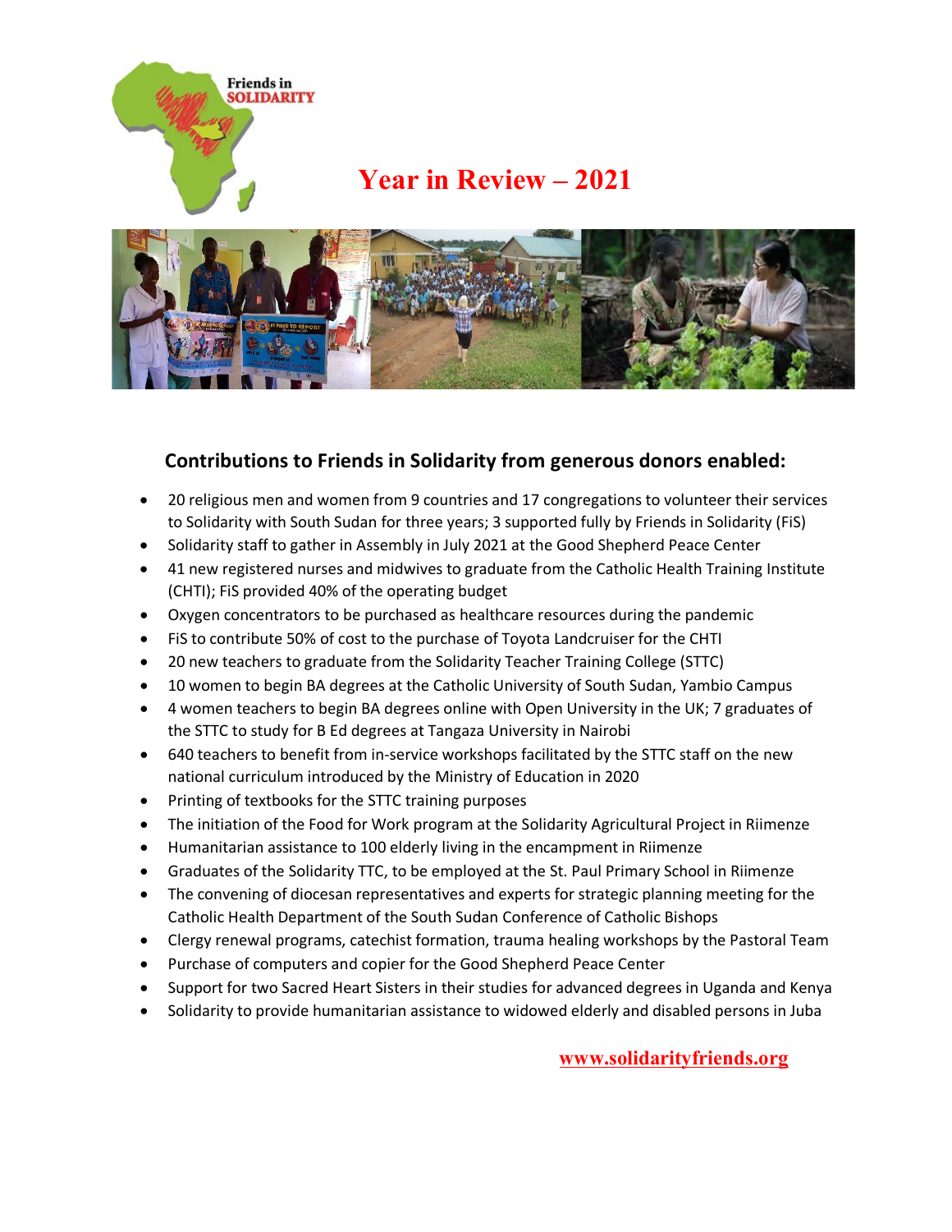Friends in SOLIDARITY

# Year in Review – 2021

## Contributions to Friends in Solidarity from generous donors enabled:

- 20 religious men and women from 9 countries and 17 congregations to volunteer their services to Solidarity with South Sudan for three years; 3 supported fully by Friends in Solidarity (FiS)
- Solidarity staff to gather in Assembly in July 2021 at the Good Shepherd Peace Center
- 41 new registered nurses and midwives to graduate from the Catholic Health Training Institute (CHTI); FiS provided 40% of the operating budget
- Oxygen concentrators to be purchased as healthcare resources during the pandemic
- FiS to contribute 50% of cost to the purchase of Toyota Landcruiser for the CHTI
- 20 new teachers to graduate from the Solidarity Teacher Training College (STTC)
- 10 women to begin BA degrees at the Catholic University of South Sudan, Yambio Campus
- 4 women teachers to begin BA degrees online with Open University in the UK; 7 graduates of the STTC to study for B Ed degrees at Tangaza University in Nairobi
- 640 teachers to benefit from in-service workshops facilitated by the STTC staff on the new national curriculum introduced by the Ministry of Education in 2020
- Printing of textbooks for the STTC training purposes
- The initiation of the Food for Work program at the Solidarity Agricultural Project in Riimenze
- Humanitarian assistance to 100 elderly living in the encampment in Riimenze
- Graduates of the Solidarity TTC, to be employed at the St. Paul Primary School in Riimenze
- The convening of diocesan representatives and experts for strategic planning meeting for the Catholic Health Department of the South Sudan Conference of Catholic Bishops
- Clergy renewal programs, catechist formation, trauma healing workshops by the Pastoral Team
- Purchase of computers and copier for the Good Shepherd Peace Center
- Support for two Sacred Heart Sisters in their studies for advanced degrees in Uganda and Kenya
- Solidarity to provide humanitarian assistance to widowed elderly and disabled persons in Juba

www.solidarityfriends.org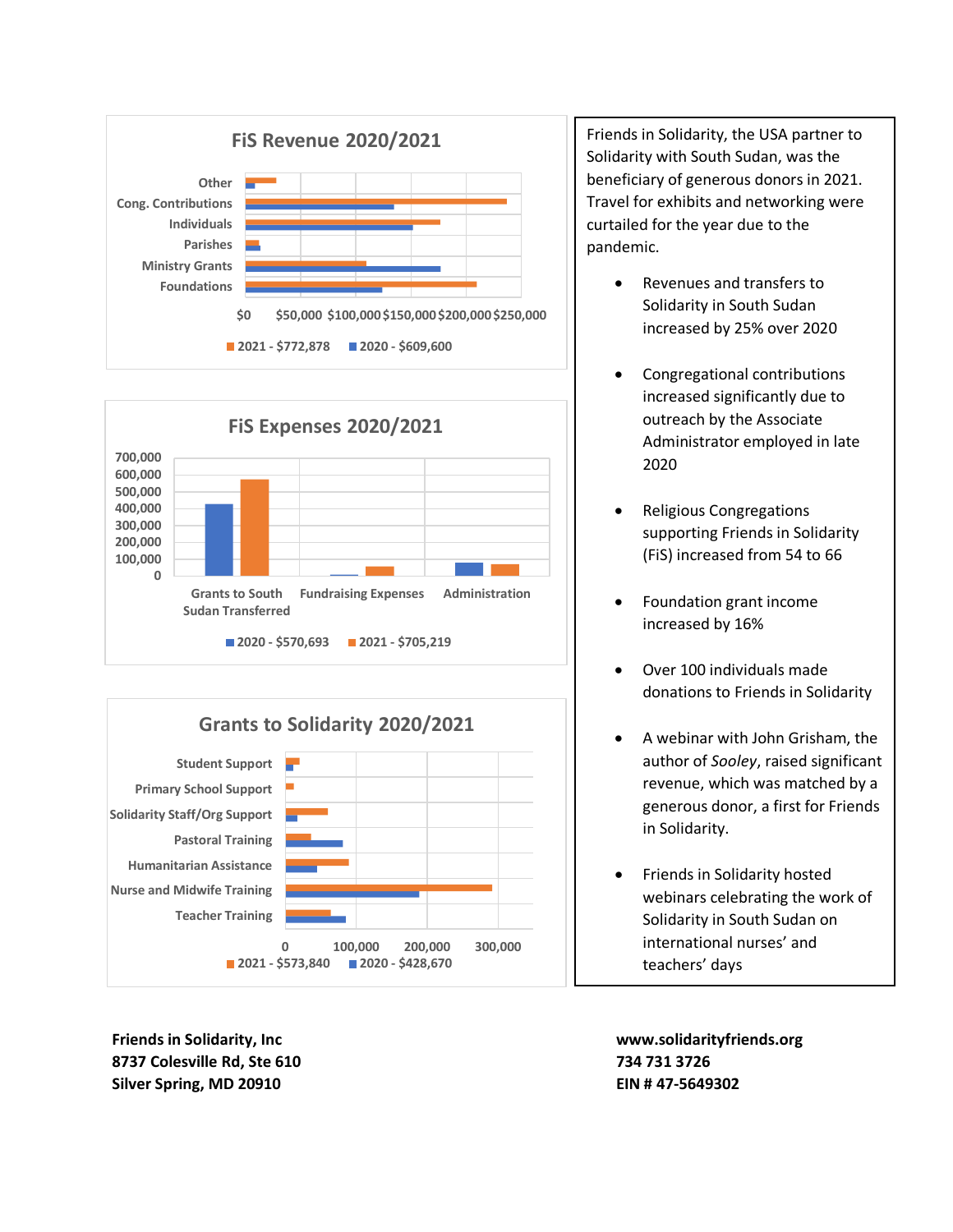## FiS Revenue 2020/2021

Other
Cong. Contributions
Individuals
Parishes
Ministry Grants
Foundations

$0 $50,000 $100,000 $150,000 $200,000 $250,000

2021 - $772,878
2020 - $609,600

## FiS Expenses 2020/2021

700,000
600,000
500,000
400,000
300,000
200,000
100,000
0

Grants to South Sudan Transferred
Fundraising Expenses
Administration

2020 - $570,693
2021 - $705,219

## Grants to Solidarity 2020/2021

Student Support
Primary School Support
Solidarity Staff/Org Support
Pastoral Training
Humanitarian Assistance
Nurse and Midwife Training
Teacher Training

0 100,000 200,000 300,000

2021 - $573,840
2020 - $428,670

Friends in Solidarity, the USA partner to Solidarity with South Sudan, was the beneficiary of generous donors in 2021. Travel for exhibits and networking were curtailed for the year due to the pandemic.

- Revenues and transfers to Solidarity in South Sudan increased by 25% over 2020
- Congregational contributions increased significantly due to outreach by the Associate Administrator employed in late 2020
- Religious Congregations supporting Friends in Solidarity (FiS) increased from 54 to 66
- Foundation grant income increased by 16%
- Over 100 individuals made donations to Friends in Solidarity
- A webinar with John Grisham, the author of *Sooley*, raised significant revenue, which was matched by a generous donor, a first for Friends in Solidarity.
- Friends in Solidarity hosted webinars celebrating the work of Solidarity in South Sudan on international nurses' and teachers' days

**Friends in Solidarity, Inc**
**8737 Colesville Rd, Ste 610**
**Silver Spring, MD 20910**

**www.solidarityfriends.org**
**734 731 3726**
**EIN # 47-5649302**